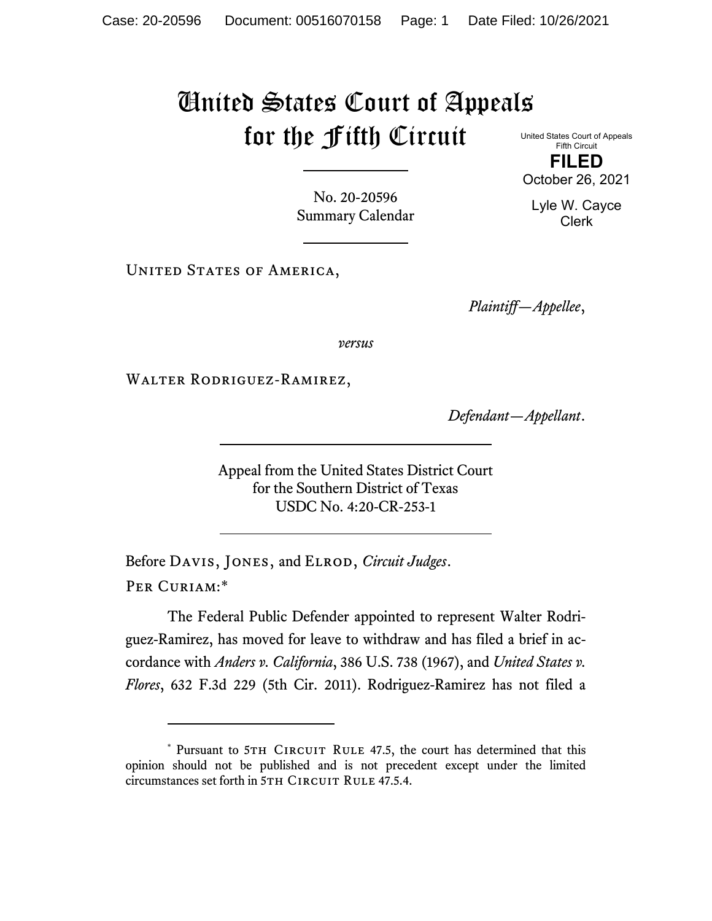# United States Court of Appeals for the Fifth Circuit

United States Court of Appeals
Fifth Circuit

**FILED**

October 26, 2021

Lyle W. Cayce
Clerk

No. 20-20596
Summary Calendar

United States of America,

*Plaintiff—Appellee*,

*versus*

Walter Rodriguez-Ramirez,

*Defendant—Appellant*.

Appeal from the United States District Court
for the Southern District of Texas
USDC No. 4:20-CR-253-1

Before Davis, Jones, and Elrod, *Circuit Judges*.

Per Curiam:*

The Federal Public Defender appointed to represent Walter Rodriguez-Ramirez, has moved for leave to withdraw and has filed a brief in accordance with *Anders v. California*, 386 U.S. 738 (1967), and *United States v. Flores*, 632 F.3d 229 (5th Cir. 2011). Rodriguez-Ramirez has not filed a

---

\* Pursuant to 5th Circuit Rule 47.5, the court has determined that this opinion should not be published and is not precedent except under the limited circumstances set forth in 5th Circuit Rule 47.5.4.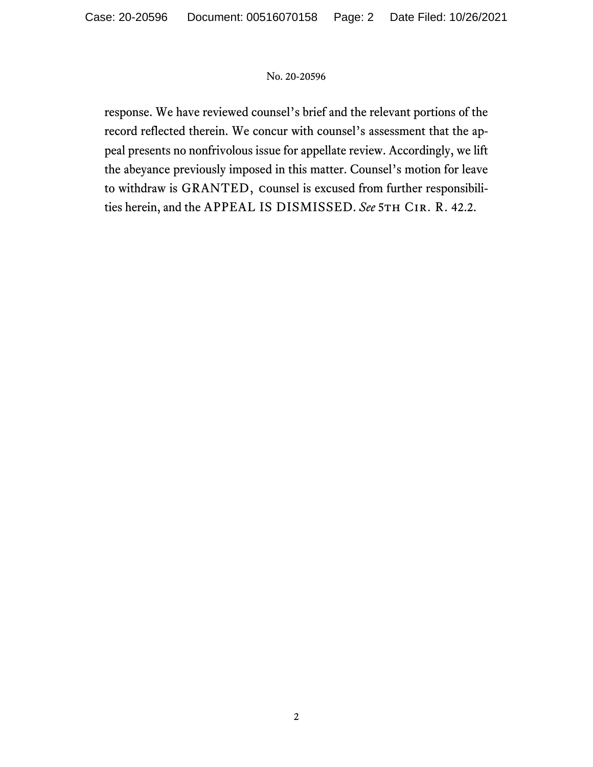response. We have reviewed counsel's brief and the relevant portions of the record reflected therein. We concur with counsel's assessment that the appeal presents no nonfrivolous issue for appellate review. Accordingly, we lift the abeyance previously imposed in this matter. Counsel's motion for leave to withdraw is GRANTED, counsel is excused from further responsibilities herein, and the APPEAL IS DISMISSED. *See* 5TH CIR. R. 42.2.